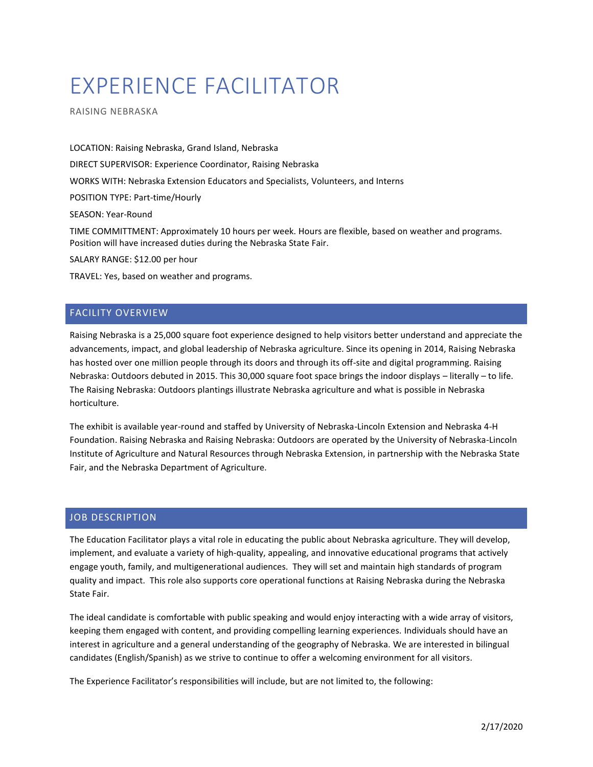# EXPERIENCE FACILITATOR

RAISING NEBRASKA

LOCATION: Raising Nebraska, Grand Island, Nebraska

DIRECT SUPERVISOR: Experience Coordinator, Raising Nebraska

WORKS WITH: Nebraska Extension Educators and Specialists, Volunteers, and Interns

POSITION TYPE: Part-time/Hourly

SEASON: Year-Round

TIME COMMITTMENT: Approximately 10 hours per week. Hours are flexible, based on weather and programs. Position will have increased duties during the Nebraska State Fair.

SALARY RANGE: $12.00 per hour

TRAVEL: Yes, based on weather and programs.

## FACILITY OVERVIEW

Raising Nebraska is a 25,000 square foot experience designed to help visitors better understand and appreciate the advancements, impact, and global leadership of Nebraska agriculture. Since its opening in 2014, Raising Nebraska has hosted over one million people through its doors and through its off-site and digital programming. Raising Nebraska: Outdoors debuted in 2015. This 30,000 square foot space brings the indoor displays – literally – to life. The Raising Nebraska: Outdoors plantings illustrate Nebraska agriculture and what is possible in Nebraska horticulture.

The exhibit is available year-round and staffed by University of Nebraska-Lincoln Extension and Nebraska 4-H Foundation. Raising Nebraska and Raising Nebraska: Outdoors are operated by the University of Nebraska-Lincoln Institute of Agriculture and Natural Resources through Nebraska Extension, in partnership with the Nebraska State Fair, and the Nebraska Department of Agriculture.

## JOB DESCRIPTION

The Education Facilitator plays a vital role in educating the public about Nebraska agriculture. They will develop, implement, and evaluate a variety of high-quality, appealing, and innovative educational programs that actively engage youth, family, and multigenerational audiences. They will set and maintain high standards of program quality and impact. This role also supports core operational functions at Raising Nebraska during the Nebraska State Fair.

The ideal candidate is comfortable with public speaking and would enjoy interacting with a wide array of visitors, keeping them engaged with content, and providing compelling learning experiences. Individuals should have an interest in agriculture and a general understanding of the geography of Nebraska. We are interested in bilingual candidates (English/Spanish) as we strive to continue to offer a welcoming environment for all visitors.

The Experience Facilitator's responsibilities will include, but are not limited to, the following: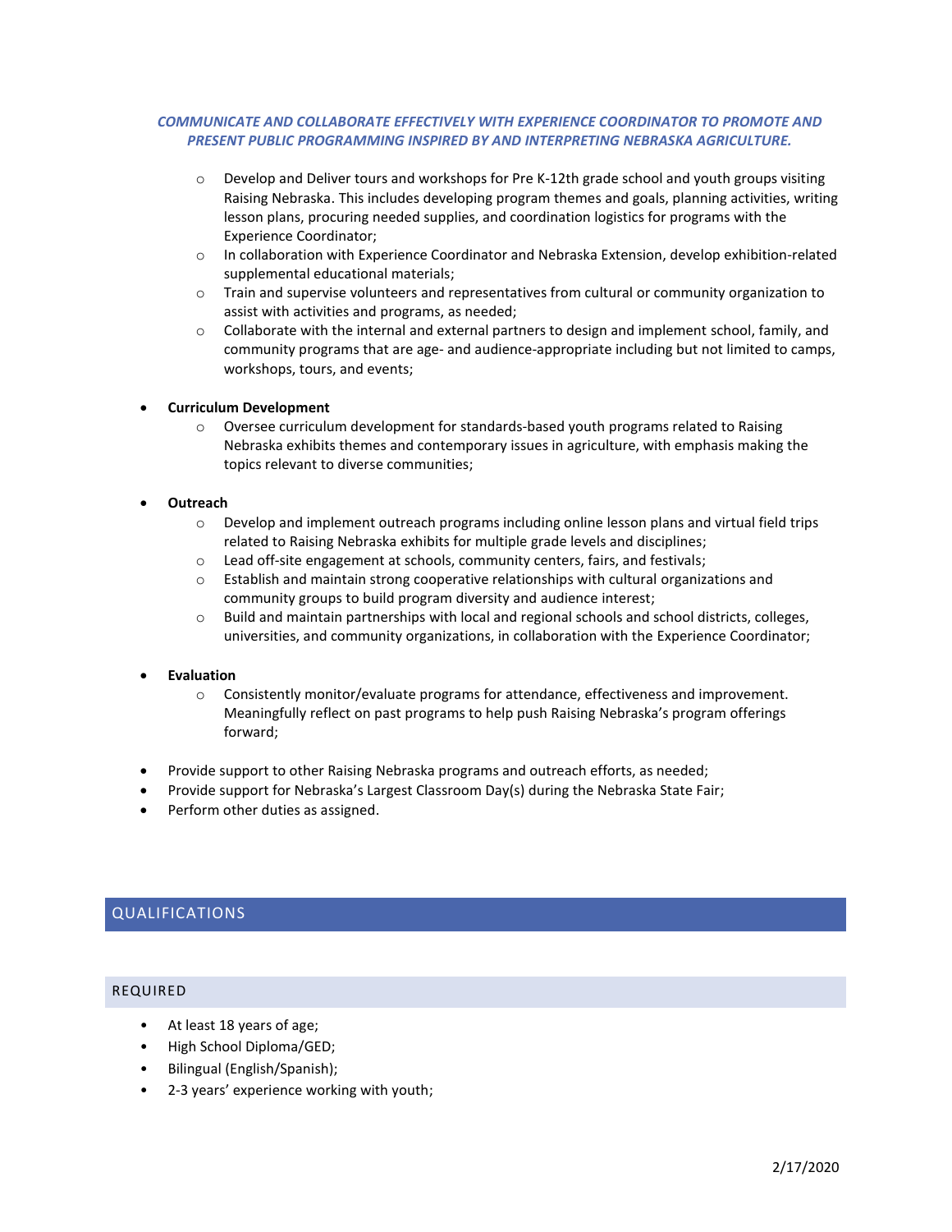***COMMUNICATE AND COLLABORATE EFFECTIVELY WITH EXPERIENCE COORDINATOR TO PROMOTE AND PRESENT PUBLIC PROGRAMMING INSPIRED BY AND INTERPRETING NEBRASKA AGRICULTURE.***

  - Develop and Deliver tours and workshops for Pre K-12th grade school and youth groups visiting Raising Nebraska. This includes developing program themes and goals, planning activities, writing lesson plans, procuring needed supplies, and coordination logistics for programs with the Experience Coordinator;
  - In collaboration with Experience Coordinator and Nebraska Extension, develop exhibition-related supplemental educational materials;
  - Train and supervise volunteers and representatives from cultural or community organization to assist with activities and programs, as needed;
  - Collaborate with the internal and external partners to design and implement school, family, and community programs that are age- and audience-appropriate including but not limited to camps, workshops, tours, and events;

- **Curriculum Development**
  - Oversee curriculum development for standards-based youth programs related to Raising Nebraska exhibits themes and contemporary issues in agriculture, with emphasis making the topics relevant to diverse communities;

- **Outreach**
  - Develop and implement outreach programs including online lesson plans and virtual field trips related to Raising Nebraska exhibits for multiple grade levels and disciplines;
  - Lead off-site engagement at schools, community centers, fairs, and festivals;
  - Establish and maintain strong cooperative relationships with cultural organizations and community groups to build program diversity and audience interest;
  - Build and maintain partnerships with local and regional schools and school districts, colleges, universities, and community organizations, in collaboration with the Experience Coordinator;

- **Evaluation**
  - Consistently monitor/evaluate programs for attendance, effectiveness and improvement. Meaningfully reflect on past programs to help push Raising Nebraska's program offerings forward;

- Provide support to other Raising Nebraska programs and outreach efforts, as needed;
- Provide support for Nebraska's Largest Classroom Day(s) during the Nebraska State Fair;
- Perform other duties as assigned.

## QUALIFICATIONS

### REQUIRED

- At least 18 years of age;
- High School Diploma/GED;
- Bilingual (English/Spanish);
- 2-3 years' experience working with youth;

2/17/2020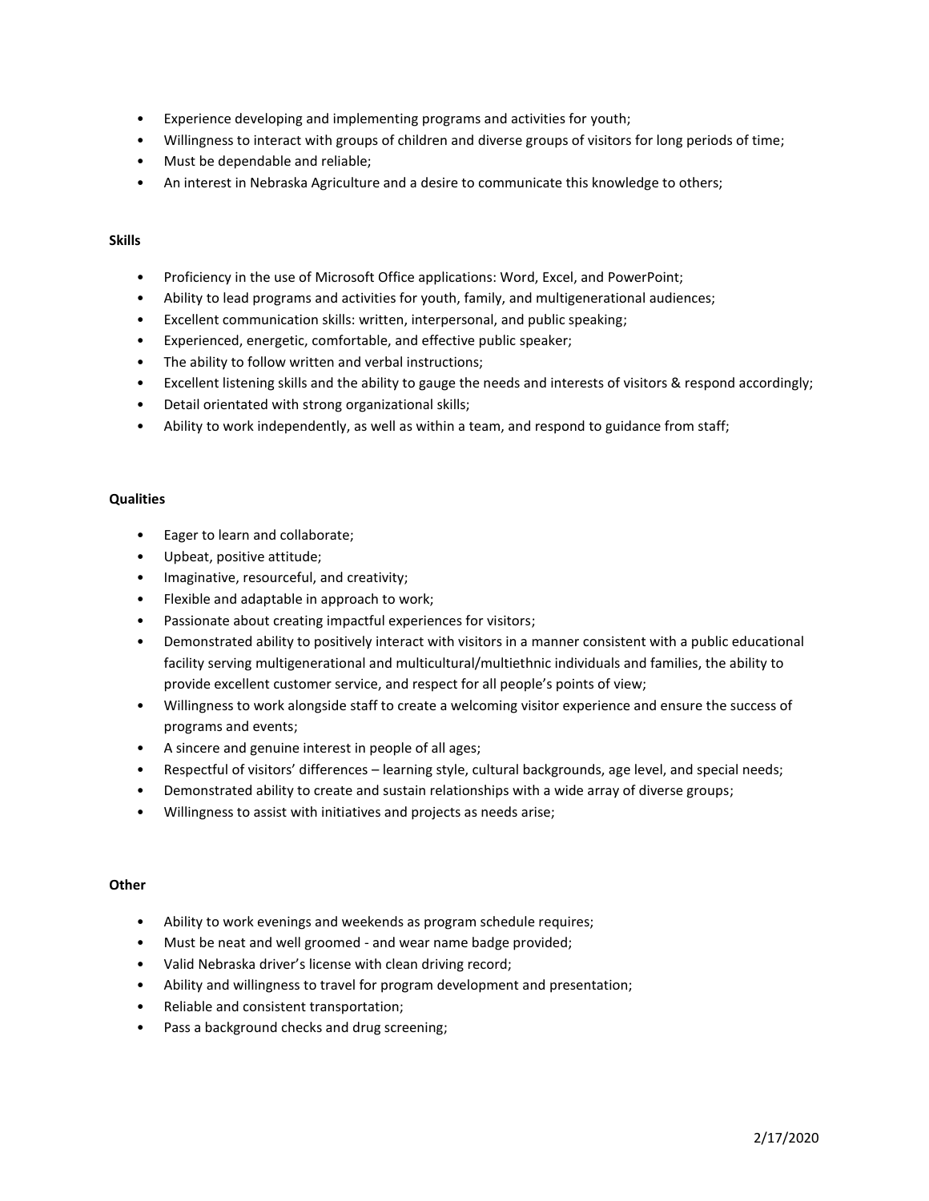- Experience developing and implementing programs and activities for youth;
- Willingness to interact with groups of children and diverse groups of visitors for long periods of time;
- Must be dependable and reliable;
- An interest in Nebraska Agriculture and a desire to communicate this knowledge to others;

**Skills**

- Proficiency in the use of Microsoft Office applications: Word, Excel, and PowerPoint;
- Ability to lead programs and activities for youth, family, and multigenerational audiences;
- Excellent communication skills: written, interpersonal, and public speaking;
- Experienced, energetic, comfortable, and effective public speaker;
- The ability to follow written and verbal instructions;
- Excellent listening skills and the ability to gauge the needs and interests of visitors & respond accordingly;
- Detail orientated with strong organizational skills;
- Ability to work independently, as well as within a team, and respond to guidance from staff;

**Qualities**

- Eager to learn and collaborate;
- Upbeat, positive attitude;
- Imaginative, resourceful, and creativity;
- Flexible and adaptable in approach to work;
- Passionate about creating impactful experiences for visitors;
- Demonstrated ability to positively interact with visitors in a manner consistent with a public educational facility serving multigenerational and multicultural/multiethnic individuals and families, the ability to provide excellent customer service, and respect for all people's points of view;
- Willingness to work alongside staff to create a welcoming visitor experience and ensure the success of programs and events;
- A sincere and genuine interest in people of all ages;
- Respectful of visitors' differences – learning style, cultural backgrounds, age level, and special needs;
- Demonstrated ability to create and sustain relationships with a wide array of diverse groups;
- Willingness to assist with initiatives and projects as needs arise;

**Other**

- Ability to work evenings and weekends as program schedule requires;
- Must be neat and well groomed - and wear name badge provided;
- Valid Nebraska driver's license with clean driving record;
- Ability and willingness to travel for program development and presentation;
- Reliable and consistent transportation;
- Pass a background checks and drug screening;

2/17/2020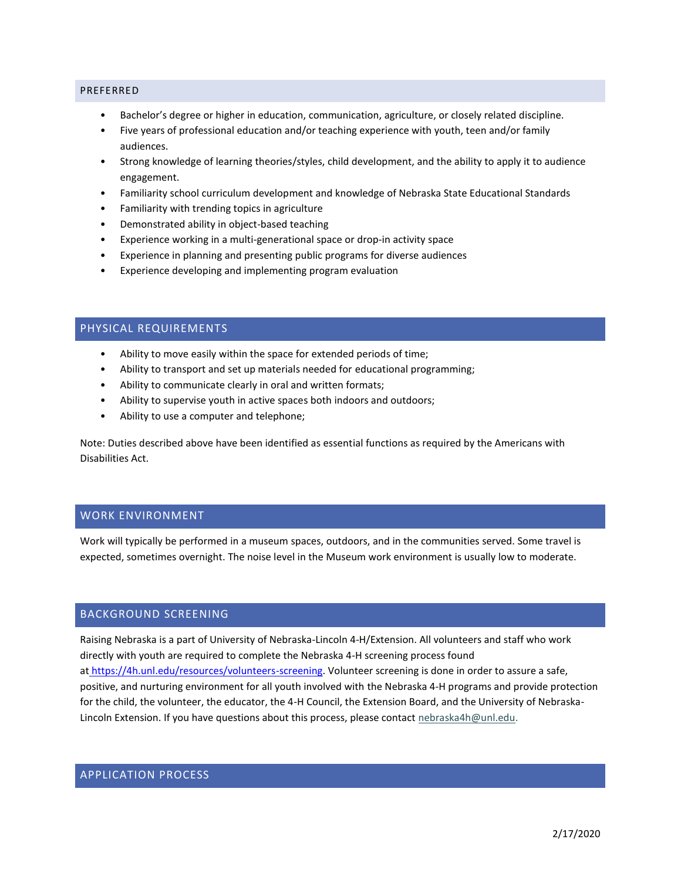## PREFERRED

- Bachelor's degree or higher in education, communication, agriculture, or closely related discipline.
- Five years of professional education and/or teaching experience with youth, teen and/or family audiences.
- Strong knowledge of learning theories/styles, child development, and the ability to apply it to audience engagement.
- Familiarity school curriculum development and knowledge of Nebraska State Educational Standards
- Familiarity with trending topics in agriculture
- Demonstrated ability in object-based teaching
- Experience working in a multi-generational space or drop-in activity space
- Experience in planning and presenting public programs for diverse audiences
- Experience developing and implementing program evaluation

## PHYSICAL REQUIREMENTS

- Ability to move easily within the space for extended periods of time;
- Ability to transport and set up materials needed for educational programming;
- Ability to communicate clearly in oral and written formats;
- Ability to supervise youth in active spaces both indoors and outdoors;
- Ability to use a computer and telephone;

Note: Duties described above have been identified as essential functions as required by the Americans with Disabilities Act.

## WORK ENVIRONMENT

Work will typically be performed in a museum spaces, outdoors, and in the communities served. Some travel is expected, sometimes overnight. The noise level in the Museum work environment is usually low to moderate.

## BACKGROUND SCREENING

Raising Nebraska is a part of University of Nebraska-Lincoln 4-H/Extension. All volunteers and staff who work directly with youth are required to complete the Nebraska 4-H screening process found at https://4h.unl.edu/resources/volunteers-screening. Volunteer screening is done in order to assure a safe, positive, and nurturing environment for all youth involved with the Nebraska 4-H programs and provide protection for the child, the volunteer, the educator, the 4-H Council, the Extension Board, and the University of Nebraska-Lincoln Extension. If you have questions about this process, please contact nebraska4h@unl.edu.

## APPLICATION PROCESS

2/17/2020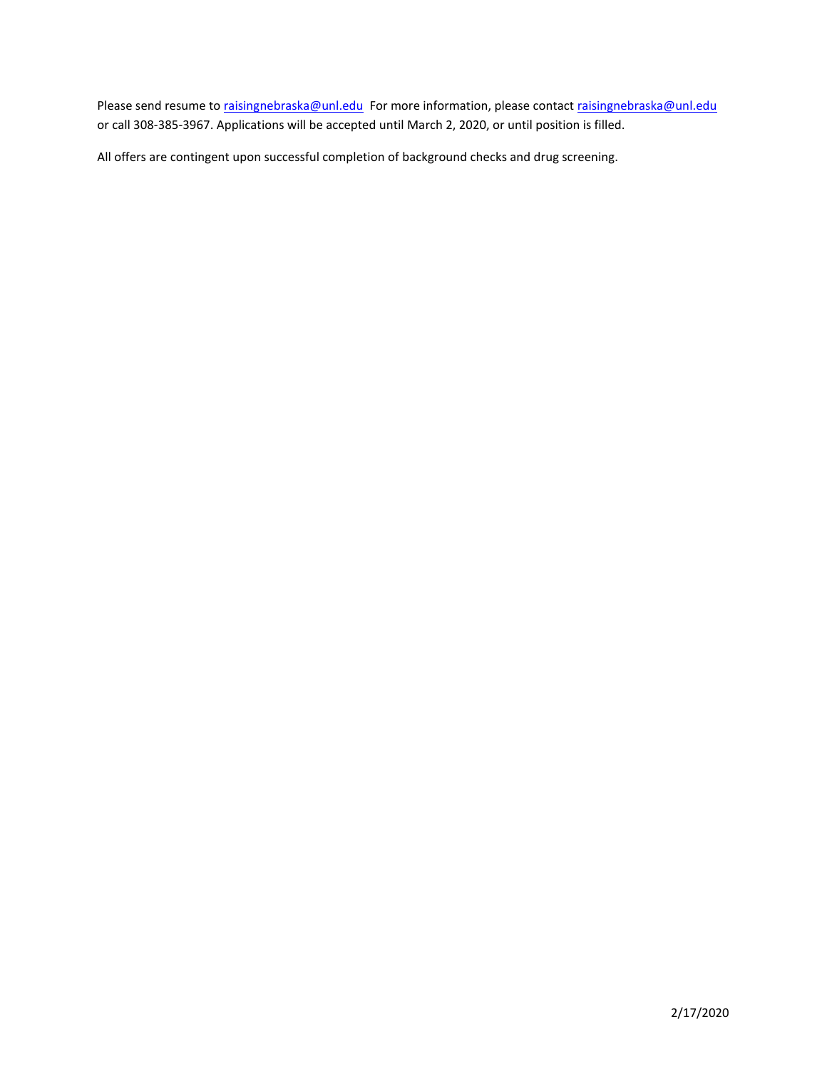Please send resume to raisingnebraska@unl.edu  For more information, please contact raisingnebraska@unl.edu or call 308-385-3967. Applications will be accepted until March 2, 2020, or until position is filled.

All offers are contingent upon successful completion of background checks and drug screening.

2/17/2020